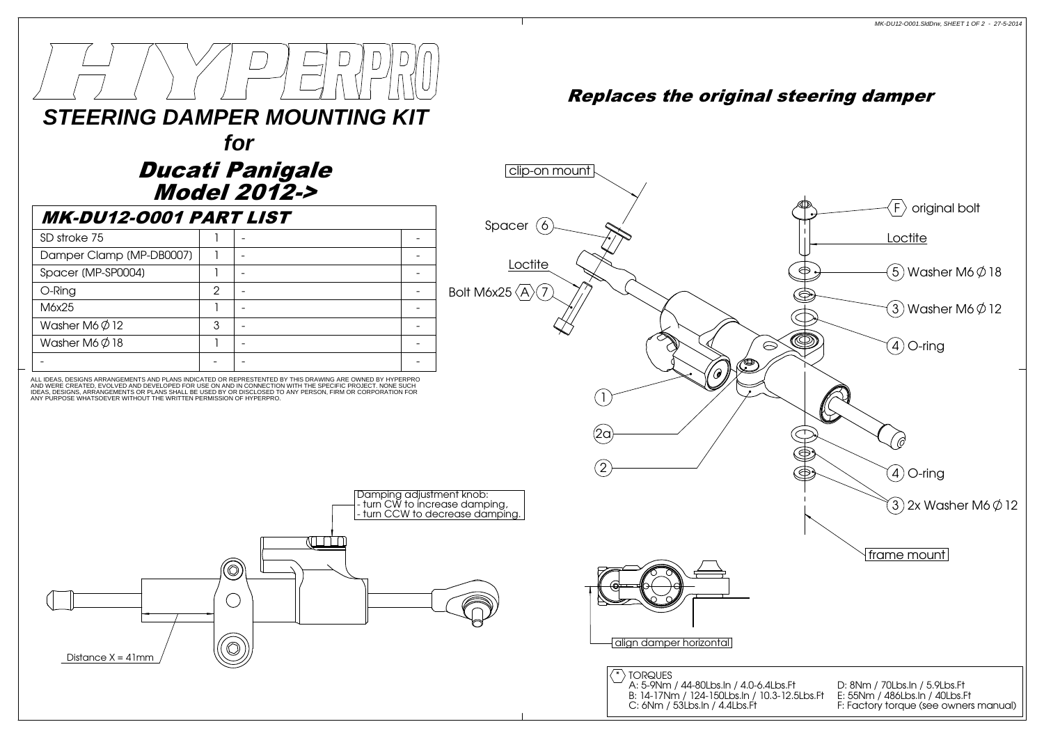# HYPERPRO

## STEERING DAMPER MOUNTING KIT

### for

## Ducati Panigale Model 2012->

### MK-DU12-O001 PART LIST

| SD stroke 75 | 1 | - | - |
|---|---|---|---|
| Damper Clamp (MP-DB0007) | 1 | - | - |
| Spacer (MP-SP0004) | 1 | - | - |
| O-Ring | 2 | - | - |
| M6x25 | 1 | - | - |
| Washer M6 Ø 12 | 3 | - | - |
| Washer M6 Ø 18 | 1 | - | - |
| - | - | - | - |

ALL IDEAS, DESIGNS ARRANGEMENTS AND PLANS INDICATED OR REPRESTENTED BY THIS DRAWING ARE OWNED BY HYPERPRO AND WERE CREATED, EVOLVED AND DEVELOPED FOR USE ON AND IN CONNECTION WITH THE SPECIFIC PROJECT. NONE SUCH IDEAS, DESIGNS, ARRANGEMENTS OR PLANS SHALL BE USED BY OR DISCLOSED TO ANY PERSON, FIRM OR CORPORATION FOR ANY PURPOSE WHATSOEVER WITHOUT THE WRITTEN PERMISSION OF HYPERPRO.

## Replaces the original steering damper

clip-on mount

Spacer (6)

Loctite

Bolt M6x25 ⟨A⟩ (7)

(1)

(2a)

(2)

⟨F⟩ original bolt

Loctite

(5) Washer M6 Ø 18

(3) Washer M6 Ø 12

(4) O-ring

(4) O-ring

(3) 2x Washer M6 Ø 12

frame mount

Damping adjustment knob:
- turn CW to increase damping,
- turn CCW to decrease damping.

Distance X = 41mm

align damper horizontal

⟨*⟩ TORQUES

A: 5-9Nm / 44-80Lbs.In / 4.0-6.4Lbs.Ft
B: 14-17Nm / 124-150Lbs.In / 10.3-12.5Lbs.Ft
C: 6Nm / 53Lbs.In / 4.4Lbs.Ft
D: 8Nm / 70Lbs.In / 5.9Lbs.Ft
E: 55Nm / 486Lbs.In / 40Lbs.Ft
F: Factory torque (see owners manual)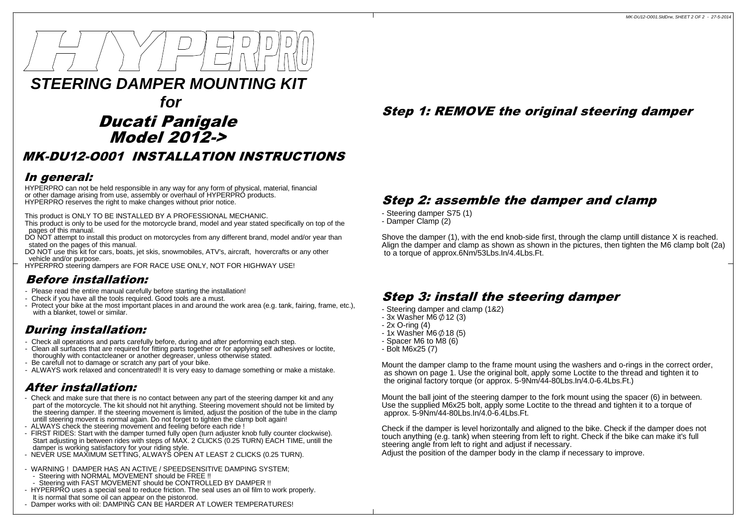# HYPERPRO

## STEERING DAMPER MOUNTING KIT

### for

### Ducati Panigale Model 2012->

## MK-DU12-O001 INSTALLATION INSTRUCTIONS

### In general:

HYPERPRO can not be held responsible in any way for any form of physical, material, financial or other damage arising from use, assembly or overhaul of HYPERPRO products.
HYPERPRO reserves the right to make changes without prior notice.

This product is ONLY TO BE INSTALLED BY A PROFESSIONAL MECHANIC.
This product is only to be used for the motorcycle brand, model and year stated specifically on top of the pages of this manual.
DO NOT attempt to install this product on motorcycles from any different brand, model and/or year than stated on the pages of this manual.
DO NOT use this kit for cars, boats, jet skis, snowmobiles, ATV's, aircraft, hovercrafts or any other vehicle and/or purpose.
HYPERPRO steering dampers are FOR RACE USE ONLY, NOT FOR HIGHWAY USE!

### Before installation:

- Please read the entire manual carefully before starting the installation!
- Check if you have all the tools required. Good tools are a must.
- Protect your bike at the most important places in and around the work area (e.g. tank, fairing, frame, etc.), with a blanket, towel or similar.

### During installation:

- Check all operations and parts carefully before, during and after performing each step.
- Clean all surfaces that are required for fitting parts together or for applying self adhesives or loctite, thoroughly with contactcleaner or another degreaser, unless otherwise stated.
- Be carefull not to damage or scratch any part of your bike.
- ALWAYS work relaxed and concentrated!! It is very easy to damage something or make a mistake.

### After installation:

- Check and make sure that there is no contact between any part of the steering damper kit and any part of the motorcycle. The kit should not hit anything. Steering movement should not be limited by the steering damper. If the steering movement is limited, adjust the position of the tube in the clamp untill steering movent is normal again. Do not forget to tighten the clamp bolt again!
- ALWAYS check the steering movement and feeling before each ride !
- FIRST RIDES: Start with the damper turned fully open (turn adjuster knob fully counter clockwise). Start adjusting in between rides with steps of MAX. 2 CLICKS (0.25 TURN) EACH TIME, untill the damper is working satisfactory for your riding style.
- NEVER USE MAXIMUM SETTING, ALWAYS OPEN AT LEAST 2 CLICKS (0.25 TURN).

- WARNING ! DAMPER HAS AN ACTIVE / SPEEDSENSITIVE DAMPING SYSTEM;
  - Steering with NORMAL MOVEMENT should be FREE !!
  - Steering with FAST MOVEMENT should be CONTROLLED BY DAMPER !!
- HYPERPRO uses a special seal to reduce friction. The seal uses an oil film to work properly. It is normal that some oil can appear on the pistonrod.
- Damper works with oil: DAMPING CAN BE HARDER AT LOWER TEMPERATURES!

### Step 1: REMOVE the original steering damper

### Step 2: assemble the damper and clamp

- Steering damper S75 (1)
- Damper Clamp (2)

Shove the damper (1), with the end knob-side first, through the clamp untill distance X is reached. Align the damper and clamp as shown as shown in the pictures, then tighten the M6 clamp bolt (2a) to a torque of approx.6Nm/53Lbs.In/4.4Lbs.Ft.

### Step 3: install the steering damper

- Steering damper and clamp (1&2)
- 3x Washer M6 ∅12 (3)
- 2x O-ring (4)
- 1x Washer M6 ∅18 (5)
- Spacer M6 to M8 (6)
- Bolt M6x25 (7)

Mount the damper clamp to the frame mount using the washers and o-rings in the correct order, as shown on page 1. Use the original bolt, apply some Loctite to the thread and tighten it to the original factory torque (or approx. 5-9Nm/44-80Lbs.In/4.0-6.4Lbs.Ft.)

Mount the ball joint of the steering damper to the fork mount using the spacer (6) in between. Use the supplied M6x25 bolt, apply some Loctite to the thread and tighten it to a torque of approx. 5-9Nm/44-80Lbs.In/4.0-6.4Lbs.Ft.

Check if the damper is level horizontally and aligned to the bike. Check if the damper does not touch anything (e.g. tank) when steering from left to right. Check if the bike can make it's full steering angle from left to right and adjust if necessary.
Adjust the position of the damper body in the clamp if necessary to improve.